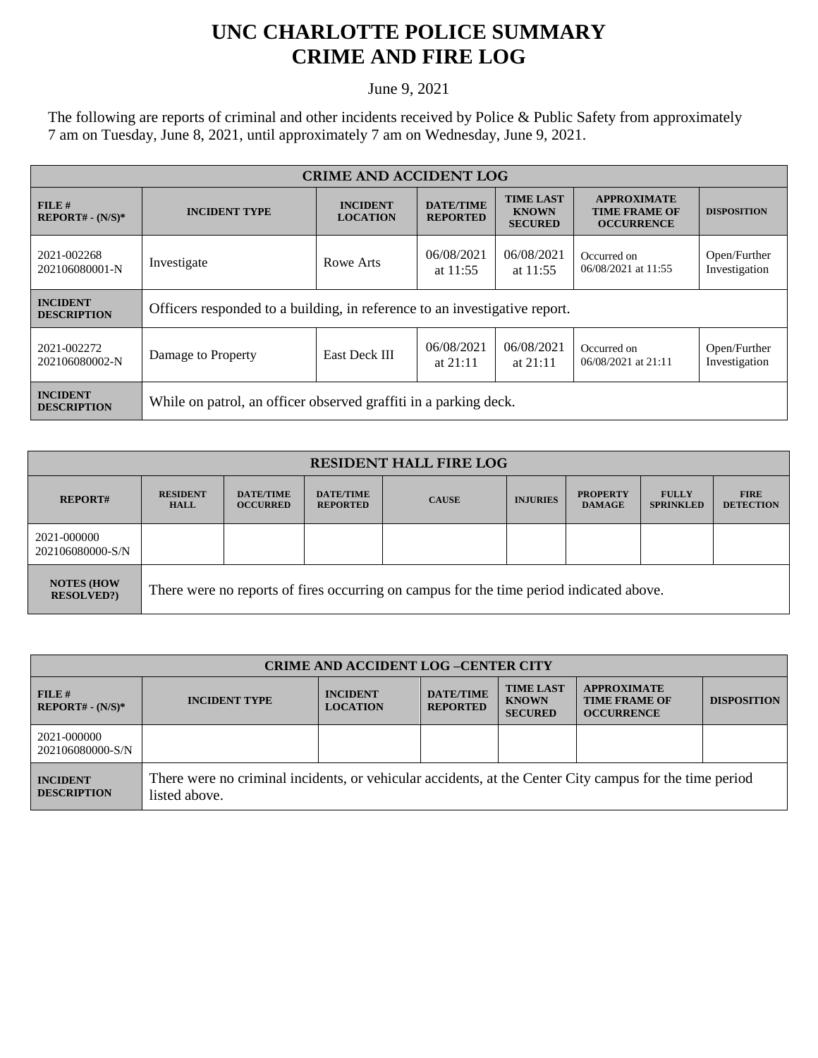# UNC CHARLOTTE POLICE SUMMARY
# CRIME AND FIRE LOG

June 9, 2021

The following are reports of criminal and other incidents received by Police & Public Safety from approximately 7 am on Tuesday, June 8, 2021, until approximately 7 am on Wednesday, June 9, 2021.

| CRIME AND ACCIDENT LOG | | | | | | |
|---|---|---|---|---|---|---|
| **FILE # REPORT# - (N/S)*** | **INCIDENT TYPE** | **INCIDENT LOCATION** | **DATE/TIME REPORTED** | **TIME LAST KNOWN SECURED** | **APPROXIMATE TIME FRAME OF OCCURRENCE** | **DISPOSITION** |
| 2021-002268 202106080001-N | Investigate | Rowe Arts | 06/08/2021 at 11:55 | 06/08/2021 at 11:55 | Occurred on 06/08/2021 at 11:55 | Open/Further Investigation |
| **INCIDENT DESCRIPTION** | Officers responded to a building, in reference to an investigative report. | | | | | |
| 2021-002272 202106080002-N | Damage to Property | East Deck III | 06/08/2021 at 21:11 | 06/08/2021 at 21:11 | Occurred on 06/08/2021 at 21:11 | Open/Further Investigation |
| **INCIDENT DESCRIPTION** | While on patrol, an officer observed graffiti in a parking deck. | | | | | |

| RESIDENT HALL FIRE LOG | | | | | | | | |
|---|---|---|---|---|---|---|---|---|
| **REPORT#** | **RESIDENT HALL** | **DATE/TIME OCCURRED** | **DATE/TIME REPORTED** | **CAUSE** | **INJURIES** | **PROPERTY DAMAGE** | **FULLY SPRINKLED** | **FIRE DETECTION** |
| 2021-000000 202106080000-S/N | | | | | | | | |
| **NOTES (HOW RESOLVED?)** | There were no reports of fires occurring on campus for the time period indicated above. | | | | | | | |

| CRIME AND ACCIDENT LOG –CENTER CITY | | | | | | |
|---|---|---|---|---|---|---|
| **FILE # REPORT# - (N/S)*** | **INCIDENT TYPE** | **INCIDENT LOCATION** | **DATE/TIME REPORTED** | **TIME LAST KNOWN SECURED** | **APPROXIMATE TIME FRAME OF OCCURRENCE** | **DISPOSITION** |
| 2021-000000 202106080000-S/N | | | | | | |
| **INCIDENT DESCRIPTION** | There were no criminal incidents, or vehicular accidents, at the Center City campus for the time period listed above. | | | | | |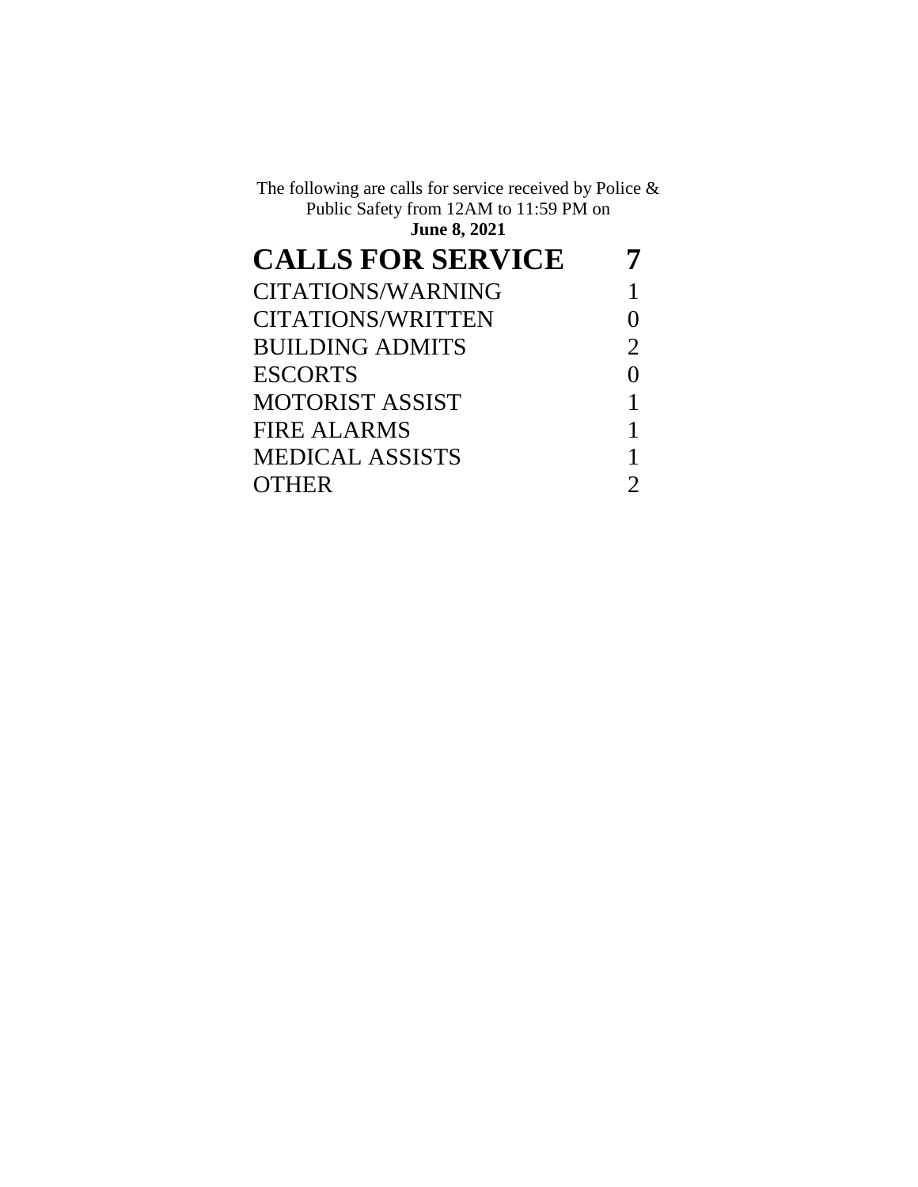The following are calls for service received by Police & Public Safety from 12AM to 11:59 PM on

**June 8, 2021**

| | |
|---|---|
| **CALLS FOR SERVICE** | **7** |
| CITATIONS/WARNING | 1 |
| CITATIONS/WRITTEN | 0 |
| BUILDING ADMITS | 2 |
| ESCORTS | 0 |
| MOTORIST ASSIST | 1 |
| FIRE ALARMS | 1 |
| MEDICAL ASSISTS | 1 |
| OTHER | 2 |